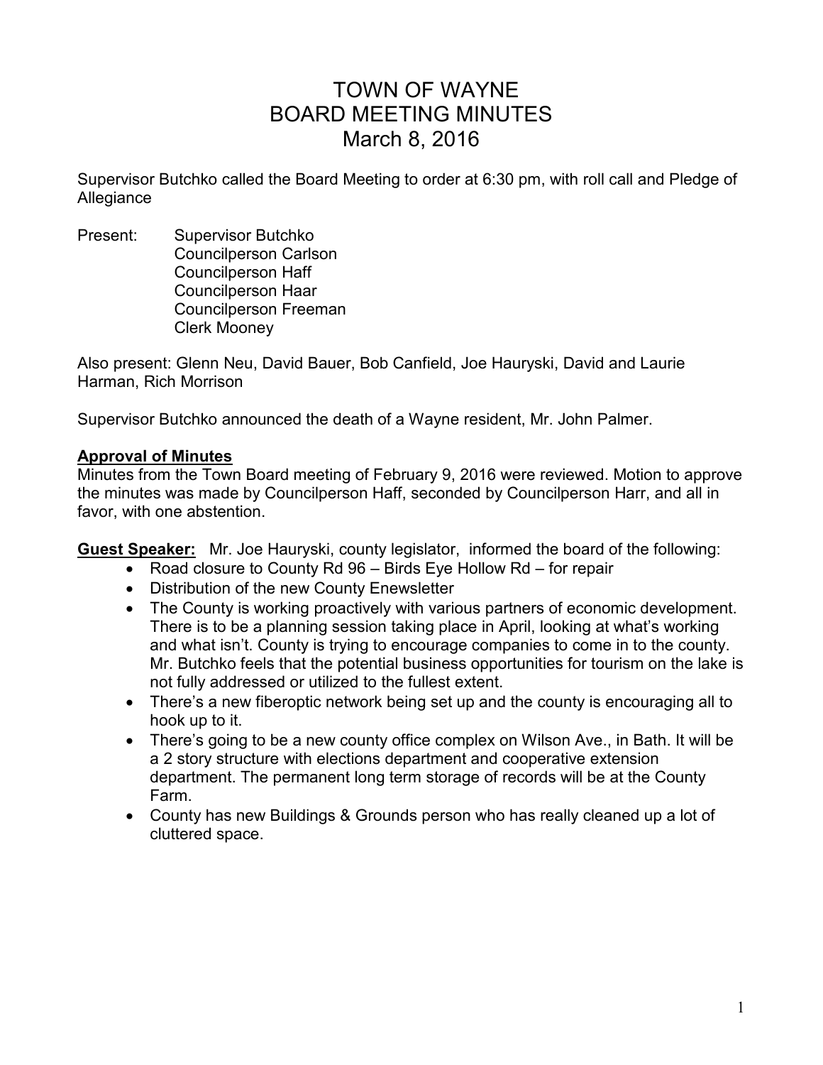# TOWN OF WAYNE
## BOARD MEETING MINUTES
### March 8, 2016

Supervisor Butchko called the Board Meeting to order at 6:30 pm, with roll call and Pledge of Allegiance

Present: Supervisor Butchko
Councilperson Carlson
Councilperson Haff
Councilperson Haar
Councilperson Freeman
Clerk Mooney

Also present: Glenn Neu, David Bauer, Bob Canfield, Joe Hauryski, David and Laurie Harman, Rich Morrison

Supervisor Butchko announced the death of a Wayne resident, Mr. John Palmer.

**Approval of Minutes**

Minutes from the Town Board meeting of February 9, 2016 were reviewed. Motion to approve the minutes was made by Councilperson Haff, seconded by Councilperson Harr, and all in favor, with one abstention.

**Guest Speaker:** Mr. Joe Hauryski, county legislator, informed the board of the following:

- Road closure to County Rd 96 – Birds Eye Hollow Rd – for repair
- Distribution of the new County Enewsletter
- The County is working proactively with various partners of economic development. There is to be a planning session taking place in April, looking at what's working and what isn't. County is trying to encourage companies to come in to the county. Mr. Butchko feels that the potential business opportunities for tourism on the lake is not fully addressed or utilized to the fullest extent.
- There's a new fiberoptic network being set up and the county is encouraging all to hook up to it.
- There's going to be a new county office complex on Wilson Ave., in Bath. It will be a 2 story structure with elections department and cooperative extension department. The permanent long term storage of records will be at the County Farm.
- County has new Buildings & Grounds person who has really cleaned up a lot of cluttered space.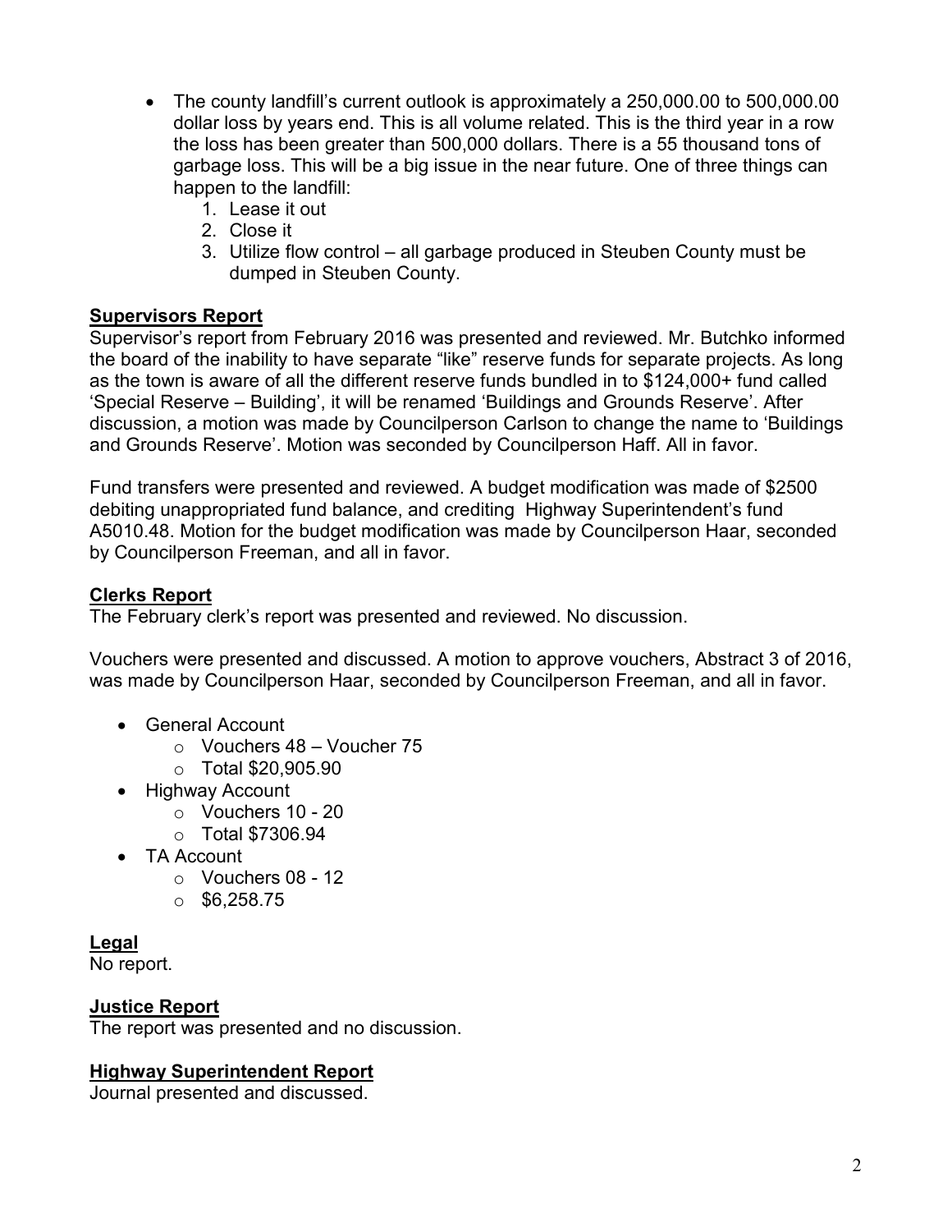- The county landfill's current outlook is approximately a 250,000.00 to 500,000.00 dollar loss by years end. This is all volume related. This is the third year in a row the loss has been greater than 500,000 dollars. There is a 55 thousand tons of garbage loss. This will be a big issue in the near future. One of three things can happen to the landfill:
  1. Lease it out
  2. Close it
  3. Utilize flow control – all garbage produced in Steuben County must be dumped in Steuben County.

**Supervisors Report**

Supervisor's report from February 2016 was presented and reviewed. Mr. Butchko informed the board of the inability to have separate "like" reserve funds for separate projects. As long as the town is aware of all the different reserve funds bundled in to $124,000+ fund called 'Special Reserve – Building', it will be renamed 'Buildings and Grounds Reserve'. After discussion, a motion was made by Councilperson Carlson to change the name to 'Buildings and Grounds Reserve'. Motion was seconded by Councilperson Haff. All in favor.

Fund transfers were presented and reviewed. A budget modification was made of $2500 debiting unappropriated fund balance, and crediting Highway Superintendent's fund A5010.48. Motion for the budget modification was made by Councilperson Haar, seconded by Councilperson Freeman, and all in favor.

**Clerks Report**

The February clerk's report was presented and reviewed. No discussion.

Vouchers were presented and discussed. A motion to approve vouchers, Abstract 3 of 2016, was made by Councilperson Haar, seconded by Councilperson Freeman, and all in favor.

- General Account
  - Vouchers 48 – Voucher 75
  - Total $20,905.90
- Highway Account
  - Vouchers 10 - 20
  - Total $7306.94
- TA Account
  - Vouchers 08 - 12
  - $6,258.75

**Legal**

No report.

**Justice Report**

The report was presented and no discussion.

**Highway Superintendent Report**

Journal presented and discussed.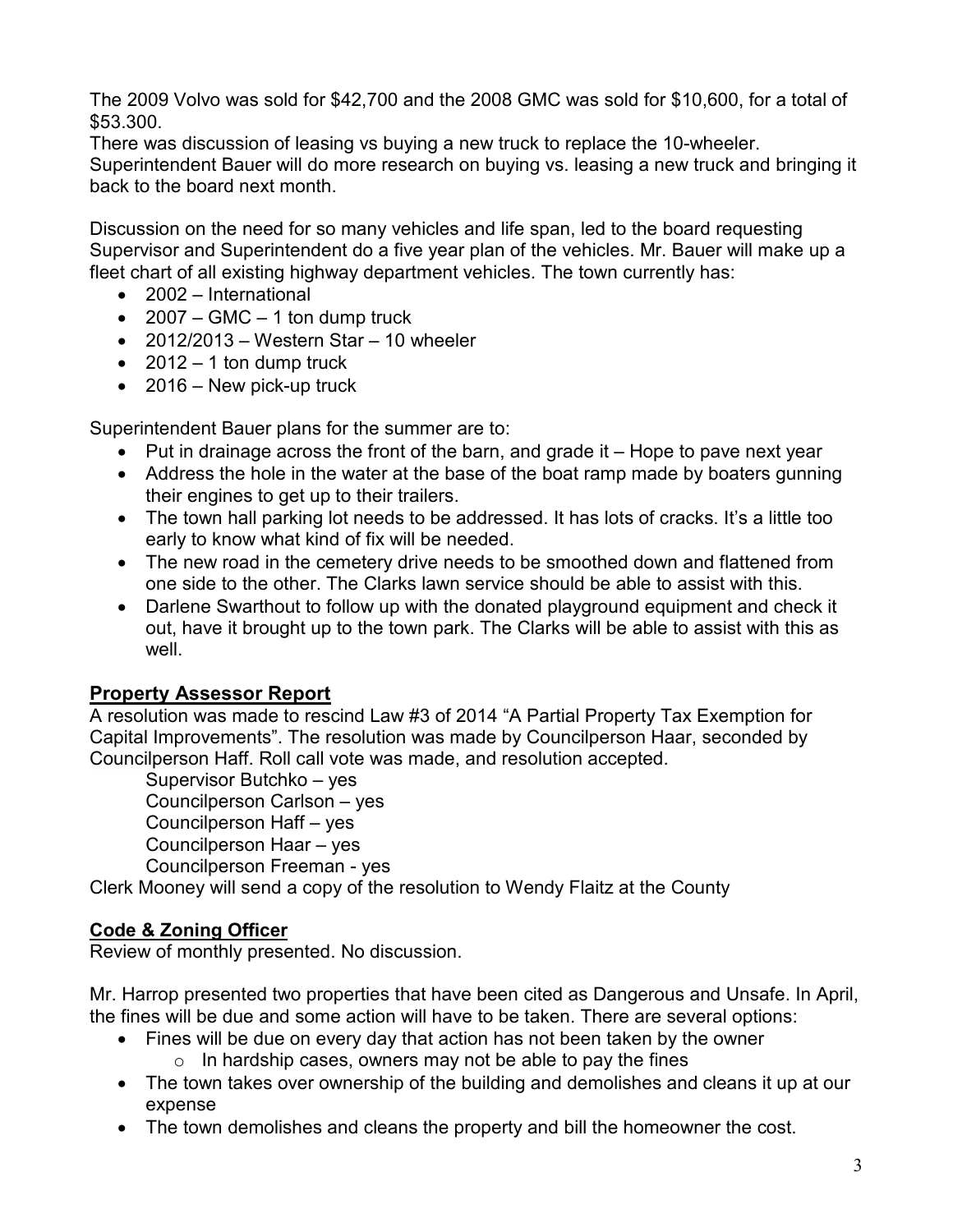The 2009 Volvo was sold for $42,700 and the 2008 GMC was sold for $10,600, for a total of $53.300.

There was discussion of leasing vs buying a new truck to replace the 10-wheeler. Superintendent Bauer will do more research on buying vs. leasing a new truck and bringing it back to the board next month.

Discussion on the need for so many vehicles and life span, led to the board requesting Supervisor and Superintendent do a five year plan of the vehicles. Mr. Bauer will make up a fleet chart of all existing highway department vehicles. The town currently has:

- 2002 – International
- 2007 – GMC – 1 ton dump truck
- 2012/2013 – Western Star – 10 wheeler
- 2012 – 1 ton dump truck
- 2016 – New pick-up truck

Superintendent Bauer plans for the summer are to:

- Put in drainage across the front of the barn, and grade it – Hope to pave next year
- Address the hole in the water at the base of the boat ramp made by boaters gunning their engines to get up to their trailers.
- The town hall parking lot needs to be addressed. It has lots of cracks. It's a little too early to know what kind of fix will be needed.
- The new road in the cemetery drive needs to be smoothed down and flattened from one side to the other. The Clarks lawn service should be able to assist with this.
- Darlene Swarthout to follow up with the donated playground equipment and check it out, have it brought up to the town park. The Clarks will be able to assist with this as well.

## Property Assessor Report

A resolution was made to rescind Law #3 of 2014 "A Partial Property Tax Exemption for Capital Improvements". The resolution was made by Councilperson Haar, seconded by Councilperson Haff. Roll call vote was made, and resolution accepted.

Supervisor Butchko – yes
Councilperson Carlson – yes
Councilperson Haff – yes
Councilperson Haar – yes
Councilperson Freeman - yes

Clerk Mooney will send a copy of the resolution to Wendy Flaitz at the County

## Code & Zoning Officer

Review of monthly presented. No discussion.

Mr. Harrop presented two properties that have been cited as Dangerous and Unsafe. In April, the fines will be due and some action will have to be taken. There are several options:

- Fines will be due on every day that action has not been taken by the owner
  - In hardship cases, owners may not be able to pay the fines
- The town takes over ownership of the building and demolishes and cleans it up at our expense
- The town demolishes and cleans the property and bill the homeowner the cost.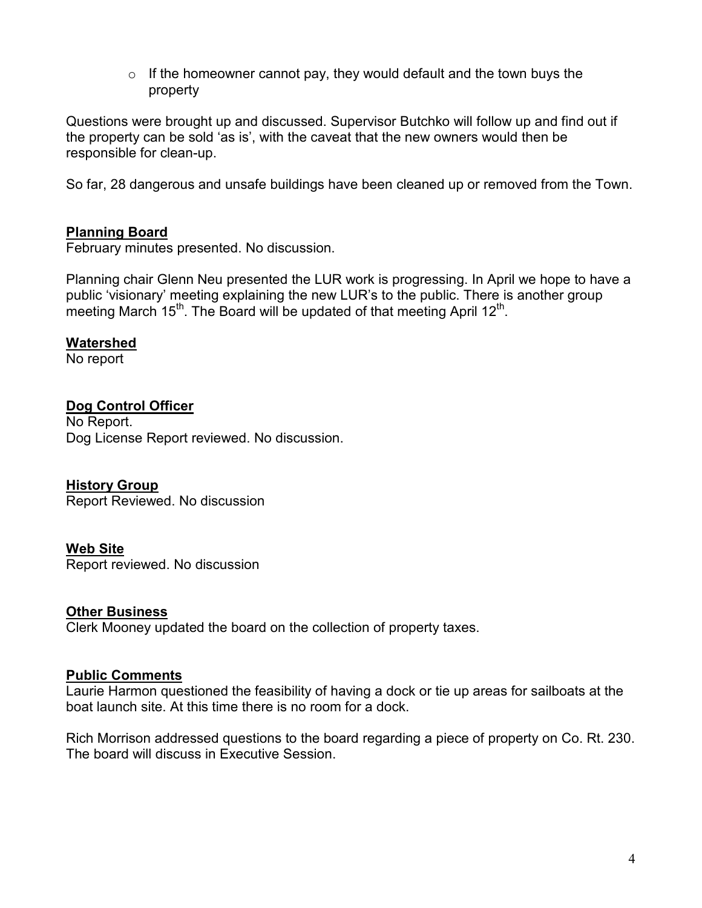- If the homeowner cannot pay, they would default and the town buys the property

Questions were brought up and discussed. Supervisor Butchko will follow up and find out if the property can be sold 'as is', with the caveat that the new owners would then be responsible for clean-up.

So far, 28 dangerous and unsafe buildings have been cleaned up or removed from the Town.

## **Planning Board**

February minutes presented. No discussion.

Planning chair Glenn Neu presented the LUR work is progressing. In April we hope to have a public 'visionary' meeting explaining the new LUR's to the public. There is another group meeting March 15th. The Board will be updated of that meeting April 12th.

## **Watershed**

No report

## **Dog Control Officer**

No Report.
Dog License Report reviewed. No discussion.

## **History Group**

Report Reviewed. No discussion

## **Web Site**

Report reviewed. No discussion

## **Other Business**

Clerk Mooney updated the board on the collection of property taxes.

## **Public Comments**

Laurie Harmon questioned the feasibility of having a dock or tie up areas for sailboats at the boat launch site. At this time there is no room for a dock.

Rich Morrison addressed questions to the board regarding a piece of property on Co. Rt. 230. The board will discuss in Executive Session.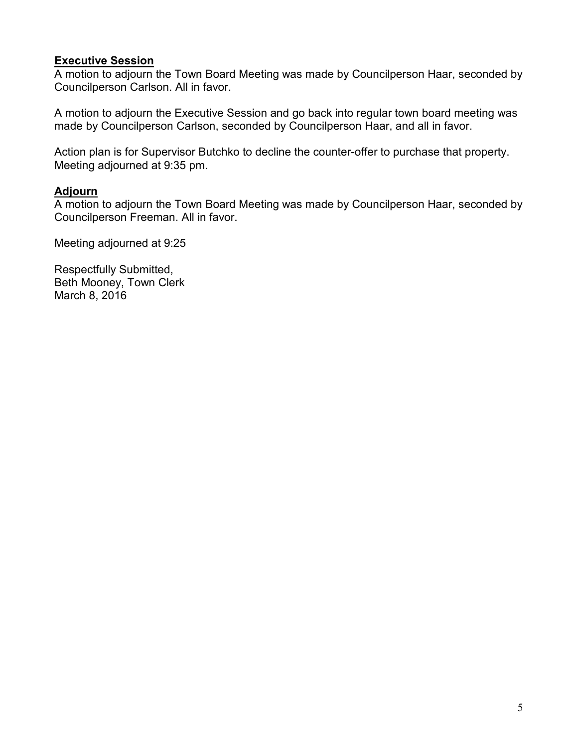## Executive Session

A motion to adjourn the Town Board Meeting was made by Councilperson Haar, seconded by Councilperson Carlson. All in favor.

A motion to adjourn the Executive Session and go back into regular town board meeting was made by Councilperson Carlson, seconded by Councilperson Haar, and all in favor.

Action plan is for Supervisor Butchko to decline the counter-offer to purchase that property.
Meeting adjourned at 9:35 pm.

## Adjourn

A motion to adjourn the Town Board Meeting was made by Councilperson Haar, seconded by Councilperson Freeman. All in favor.

Meeting adjourned at 9:25

Respectfully Submitted,
Beth Mooney, Town Clerk
March 8, 2016